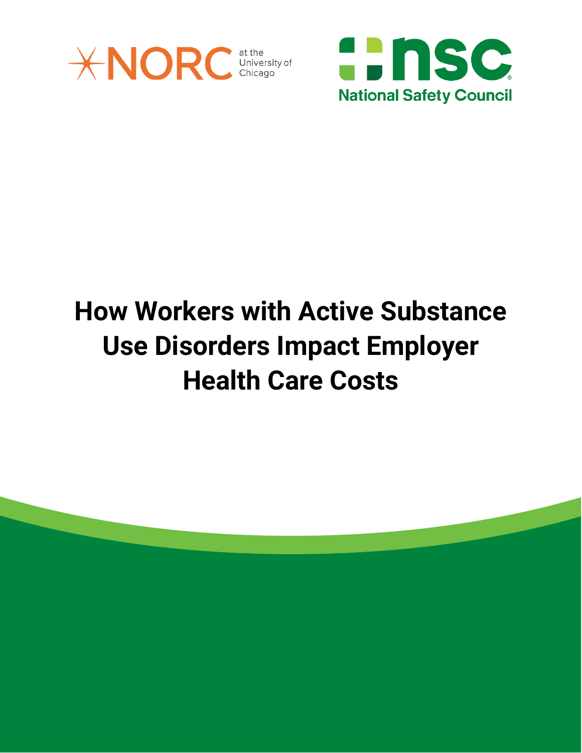NORC at the University of Chicago

National Safety Council

# How Workers with Active Substance Use Disorders Impact Employer Health Care Costs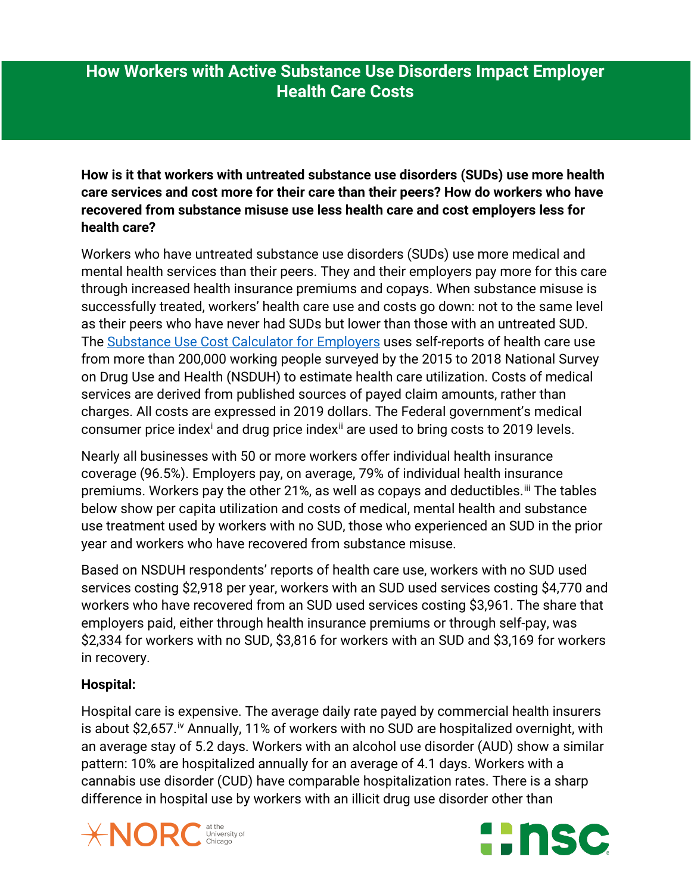# How Workers with Active Substance Use Disorders Impact Employer Health Care Costs

**How is it that workers with untreated substance use disorders (SUDs) use more health care services and cost more for their care than their peers? How do workers who have recovered from substance misuse use less health care and cost employers less for health care?**

Workers who have untreated substance use disorders (SUDs) use more medical and mental health services than their peers. They and their employers pay more for this care through increased health insurance premiums and copays. When substance misuse is successfully treated, workers' health care use and costs go down: not to the same level as their peers who have never had SUDs but lower than those with an untreated SUD. The Substance Use Cost Calculator for Employers uses self-reports of health care use from more than 200,000 working people surveyed by the 2015 to 2018 National Survey on Drug Use and Health (NSDUH) to estimate health care utilization. Costs of medical services are derived from published sources of payed claim amounts, rather than charges. All costs are expressed in 2019 dollars. The Federal government's medical consumer price index[i] and drug price index[ii] are used to bring costs to 2019 levels.

Nearly all businesses with 50 or more workers offer individual health insurance coverage (96.5%). Employers pay, on average, 79% of individual health insurance premiums. Workers pay the other 21%, as well as copays and deductibles.[iii] The tables below show per capita utilization and costs of medical, mental health and substance use treatment used by workers with no SUD, those who experienced an SUD in the prior year and workers who have recovered from substance misuse.

Based on NSDUH respondents' reports of health care use, workers with no SUD used services costing $2,918 per year, workers with an SUD used services costing $4,770 and workers who have recovered from an SUD used services costing $3,961. The share that employers paid, either through health insurance premiums or through self-pay, was $2,334 for workers with no SUD, $3,816 for workers with an SUD and $3,169 for workers in recovery.

**Hospital:**

Hospital care is expensive. The average daily rate payed by commercial health insurers is about $2,657.[iv] Annually, 11% of workers with no SUD are hospitalized overnight, with an average stay of 5.2 days. Workers with an alcohol use disorder (AUD) show a similar pattern: 10% are hospitalized annually for an average of 4.1 days. Workers with a cannabis use disorder (CUD) have comparable hospitalization rates. There is a sharp difference in hospital use by workers with an illicit drug use disorder other than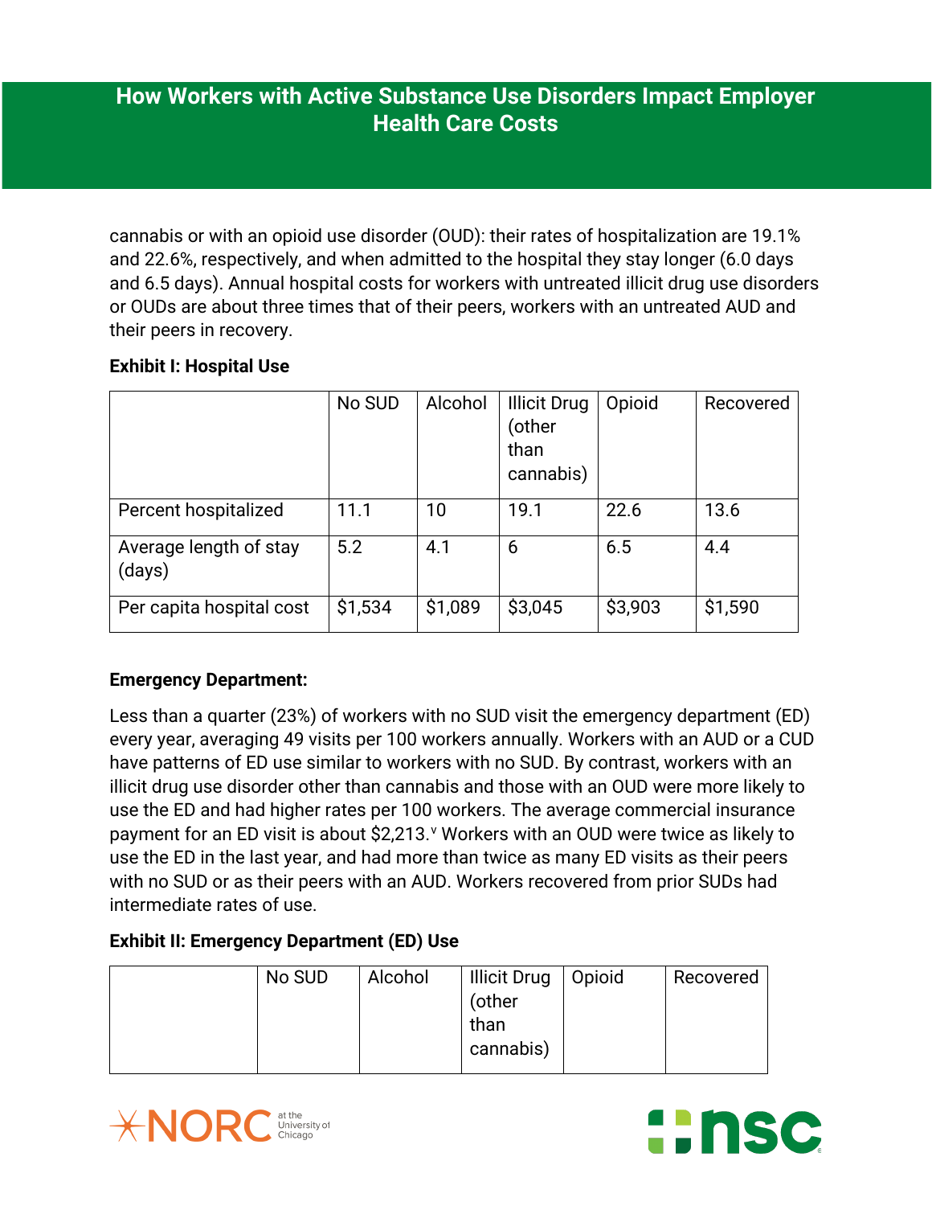cannabis or with an opioid use disorder (OUD): their rates of hospitalization are 19.1% and 22.6%, respectively, and when admitted to the hospital they stay longer (6.0 days and 6.5 days). Annual hospital costs for workers with untreated illicit drug use disorders or OUDs are about three times that of their peers, workers with an untreated AUD and their peers in recovery.

**Exhibit I: Hospital Use**

| | No SUD | Alcohol | Illicit Drug (other than cannabis) | Opioid | Recovered |
|---|---|---|---|---|---|
| Percent hospitalized | 11.1 | 10 | 19.1 | 22.6 | 13.6 |
| Average length of stay (days) | 5.2 | 4.1 | 6 | 6.5 | 4.4 |
| Per capita hospital cost | $1,534 | $1,089 | $3,045 | $3,903 | $1,590 |

**Emergency Department:**

Less than a quarter (23%) of workers with no SUD visit the emergency department (ED) every year, averaging 49 visits per 100 workers annually. Workers with an AUD or a CUD have patterns of ED use similar to workers with no SUD. By contrast, workers with an illicit drug use disorder other than cannabis and those with an OUD were more likely to use the ED and had higher rates per 100 workers. The average commercial insurance payment for an ED visit is about $2,213.[v] Workers with an OUD were twice as likely to use the ED in the last year, and had more than twice as many ED visits as their peers with no SUD or as their peers with an AUD. Workers recovered from prior SUDs had intermediate rates of use.

**Exhibit II: Emergency Department (ED) Use**

| | No SUD | Alcohol | Illicit Drug (other than cannabis) | Opioid | Recovered |
|---|---|---|---|---|---|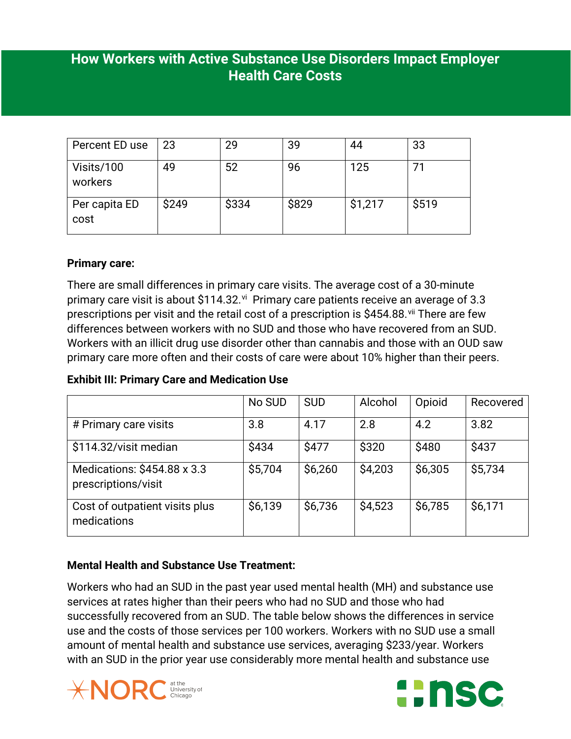| Percent ED use | 23 | 29 | 39 | 44 | 33 |
|---|---|---|---|---|---|
| Visits/100 workers | 49 | 52 | 96 | 125 | 71 |
| Per capita ED cost | $249 | $334 | $829 | $1,217 | $519 |

**Primary care:**

There are small differences in primary care visits. The average cost of a 30-minute primary care visit is about $114.32.[vi] Primary care patients receive an average of 3.3 prescriptions per visit and the retail cost of a prescription is $454.88.[vii] There are few differences between workers with no SUD and those who have recovered from an SUD. Workers with an illicit drug use disorder other than cannabis and those with an OUD saw primary care more often and their costs of care were about 10% higher than their peers.

**Exhibit III: Primary Care and Medication Use**

| | No SUD | SUD | Alcohol | Opioid | Recovered |
|---|---|---|---|---|---|
| # Primary care visits | 3.8 | 4.17 | 2.8 | 4.2 | 3.82 |
| $114.32/visit median | $434 | $477 | $320 | $480 | $437 |
| Medications: $454.88 x 3.3 prescriptions/visit | $5,704 | $6,260 | $4,203 | $6,305 | $5,734 |
| Cost of outpatient visits plus medications | $6,139 | $6,736 | $4,523 | $6,785 | $6,171 |

**Mental Health and Substance Use Treatment:**

Workers who had an SUD in the past year used mental health (MH) and substance use services at rates higher than their peers who had no SUD and those who had successfully recovered from an SUD. The table below shows the differences in service use and the costs of those services per 100 workers. Workers with no SUD use a small amount of mental health and substance use services, averaging $233/year. Workers with an SUD in the prior year use considerably more mental health and substance use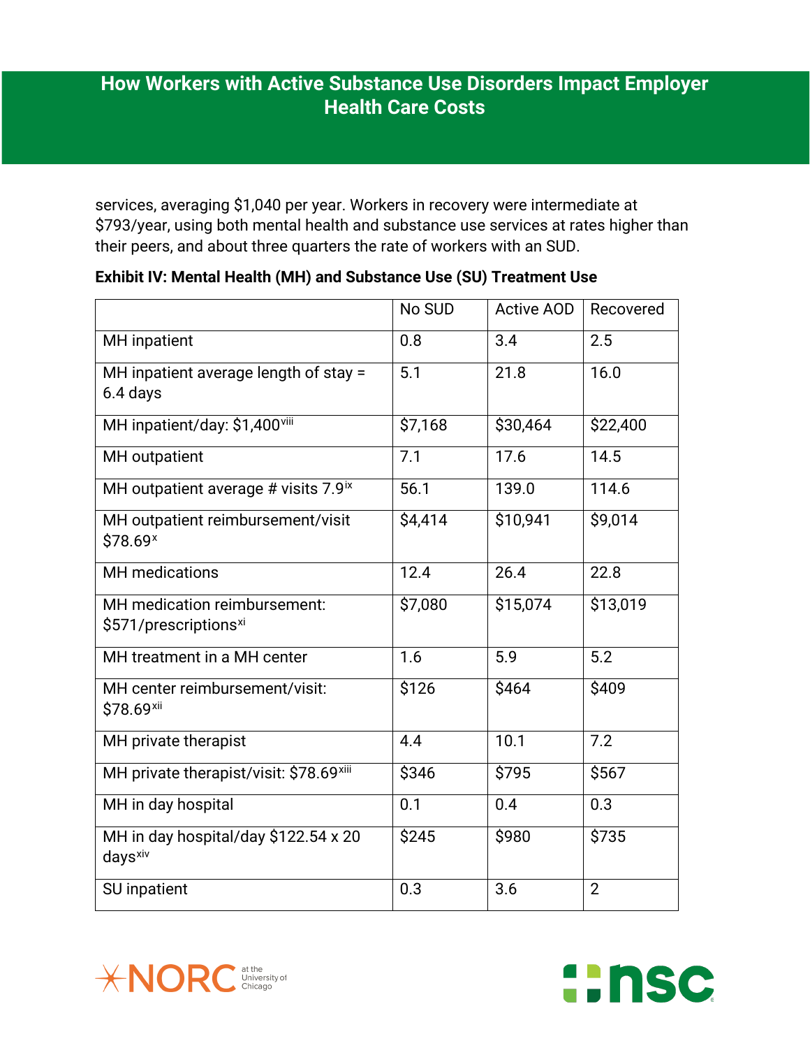services, averaging $1,040 per year. Workers in recovery were intermediate at $793/year, using both mental health and substance use services at rates higher than their peers, and about three quarters the rate of workers with an SUD.

**Exhibit IV: Mental Health (MH) and Substance Use (SU) Treatment Use**

| | No SUD | Active AOD | Recovered |
|---|---|---|---|
| MH inpatient | 0.8 | 3.4 | 2.5 |
| MH inpatient average length of stay = 6.4 days | 5.1 | 21.8 | 16.0 |
| MH inpatient/day: $1,400[viii] | $7,168 | $30,464 | $22,400 |
| MH outpatient | 7.1 | 17.6 | 14.5 |
| MH outpatient average # visits 7.9[ix] | 56.1 | 139.0 | 114.6 |
| MH outpatient reimbursement/visit $78.69[x] | $4,414 | $10,941 | $9,014 |
| MH medications | 12.4 | 26.4 | 22.8 |
| MH medication reimbursement: $571/prescriptions[xi] | $7,080 | $15,074 | $13,019 |
| MH treatment in a MH center | 1.6 | 5.9 | 5.2 |
| MH center reimbursement/visit: $78.69[xii] | $126 | $464 | $409 |
| MH private therapist | 4.4 | 10.1 | 7.2 |
| MH private therapist/visit: $78.69[xiii] | $346 | $795 | $567 |
| MH in day hospital | 0.1 | 0.4 | 0.3 |
| MH in day hospital/day $122.54 x 20 days[xiv] | $245 | $980 | $735 |
| SU inpatient | 0.3 | 3.6 | 2 |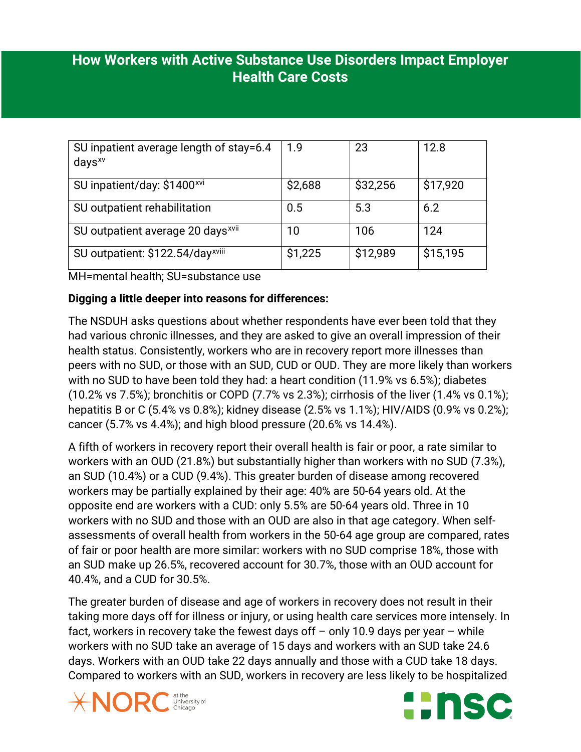| SU inpatient average length of stay=6.4 days[xv] | 1.9 | 23 | 12.8 |
|---|---|---|---|
| SU inpatient/day: $1400[xvi] | $2,688 | $32,256 | $17,920 |
| SU outpatient rehabilitation | 0.5 | 5.3 | 6.2 |
| SU outpatient average 20 days[xvii] | 10 | 106 | 124 |
| SU outpatient: $122.54/day[xviii] | $1,225 | $12,989 | $15,195 |

MH=mental health; SU=substance use

**Digging a little deeper into reasons for differences:**

The NSDUH asks questions about whether respondents have ever been told that they had various chronic illnesses, and they are asked to give an overall impression of their health status. Consistently, workers who are in recovery report more illnesses than peers with no SUD, or those with an SUD, CUD or OUD. They are more likely than workers with no SUD to have been told they had: a heart condition (11.9% vs 6.5%); diabetes (10.2% vs 7.5%); bronchitis or COPD (7.7% vs 2.3%); cirrhosis of the liver (1.4% vs 0.1%); hepatitis B or C (5.4% vs 0.8%); kidney disease (2.5% vs 1.1%); HIV/AIDS (0.9% vs 0.2%); cancer (5.7% vs 4.4%); and high blood pressure (20.6% vs 14.4%).

A fifth of workers in recovery report their overall health is fair or poor, a rate similar to workers with an OUD (21.8%) but substantially higher than workers with no SUD (7.3%), an SUD (10.4%) or a CUD (9.4%). This greater burden of disease among recovered workers may be partially explained by their age: 40% are 50-64 years old. At the opposite end are workers with a CUD: only 5.5% are 50-64 years old. Three in 10 workers with no SUD and those with an OUD are also in that age category. When self-assessments of overall health from workers in the 50-64 age group are compared, rates of fair or poor health are more similar: workers with no SUD comprise 18%, those with an SUD make up 26.5%, recovered account for 30.7%, those with an OUD account for 40.4%, and a CUD for 30.5%.

The greater burden of disease and age of workers in recovery does not result in their taking more days off for illness or injury, or using health care services more intensely. In fact, workers in recovery take the fewest days off – only 10.9 days per year – while workers with no SUD take an average of 15 days and workers with an SUD take 24.6 days. Workers with an OUD take 22 days annually and those with a CUD take 18 days. Compared to workers with an SUD, workers in recovery are less likely to be hospitalized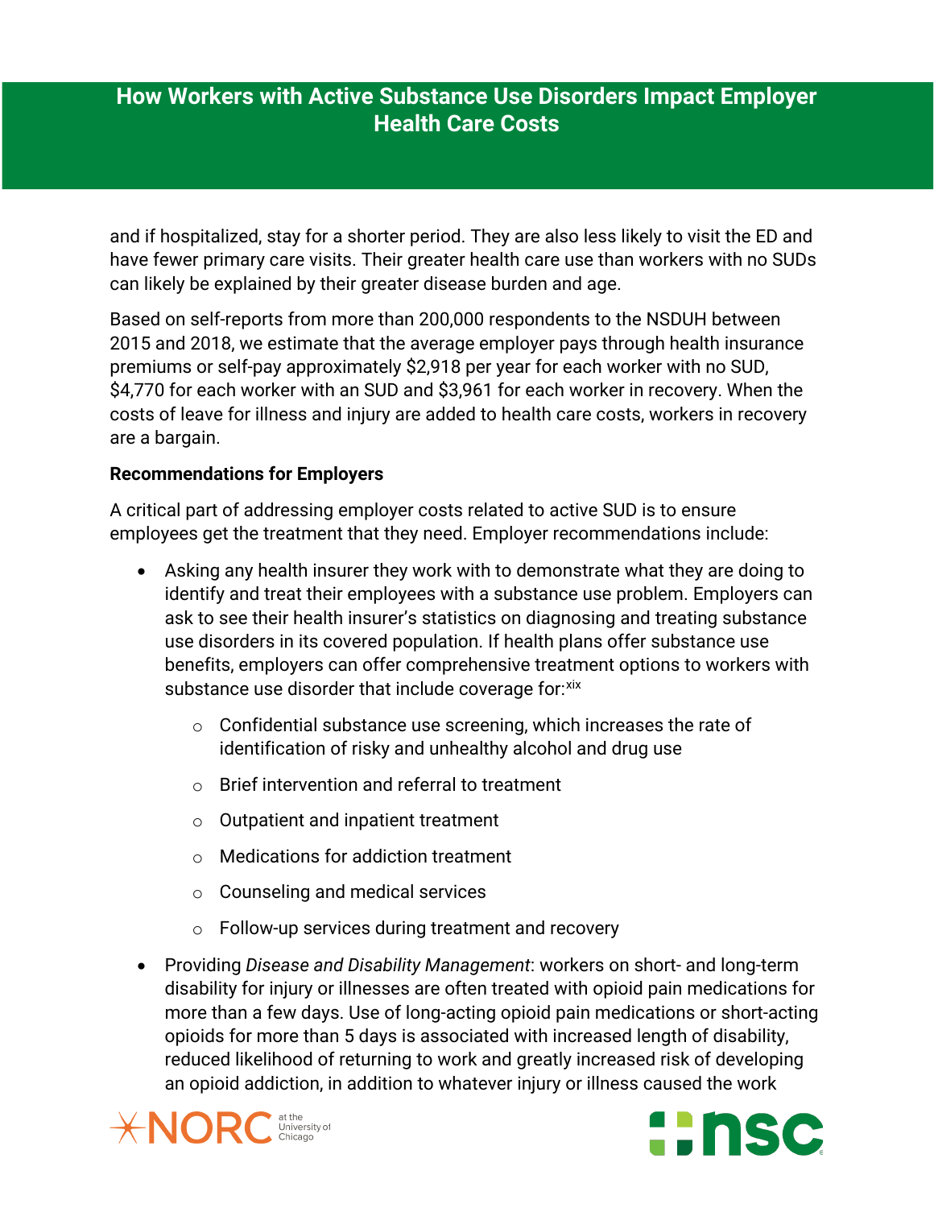and if hospitalized, stay for a shorter period. They are also less likely to visit the ED and have fewer primary care visits. Their greater health care use than workers with no SUDs can likely be explained by their greater disease burden and age.

Based on self-reports from more than 200,000 respondents to the NSDUH between 2015 and 2018, we estimate that the average employer pays through health insurance premiums or self-pay approximately $2,918 per year for each worker with no SUD, $4,770 for each worker with an SUD and $3,961 for each worker in recovery. When the costs of leave for illness and injury are added to health care costs, workers in recovery are a bargain.

**Recommendations for Employers**

A critical part of addressing employer costs related to active SUD is to ensure employees get the treatment that they need. Employer recommendations include:

- Asking any health insurer they work with to demonstrate what they are doing to identify and treat their employees with a substance use problem. Employers can ask to see their health insurer's statistics on diagnosing and treating substance use disorders in its covered population. If health plans offer substance use benefits, employers can offer comprehensive treatment options to workers with substance use disorder that include coverage for:[xix]
  - Confidential substance use screening, which increases the rate of identification of risky and unhealthy alcohol and drug use
  - Brief intervention and referral to treatment
  - Outpatient and inpatient treatment
  - Medications for addiction treatment
  - Counseling and medical services
  - Follow-up services during treatment and recovery
- Providing *Disease and Disability Management*: workers on short- and long-term disability for injury or illnesses are often treated with opioid pain medications for more than a few days. Use of long-acting opioid pain medications or short-acting opioids for more than 5 days is associated with increased length of disability, reduced likelihood of returning to work and greatly increased risk of developing an opioid addiction, in addition to whatever injury or illness caused the work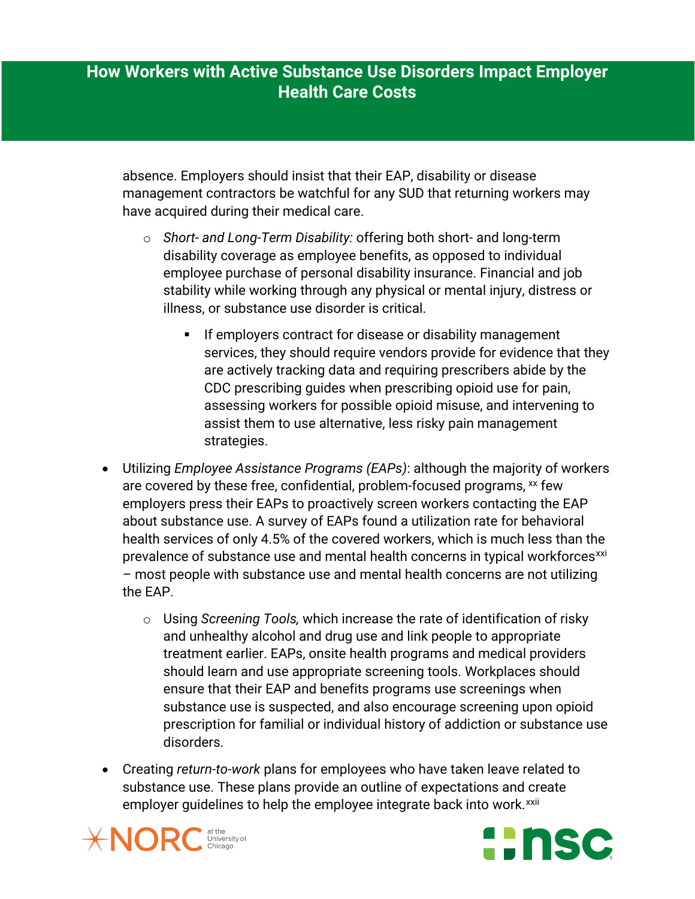absence. Employers should insist that their EAP, disability or disease management contractors be watchful for any SUD that returning workers may have acquired during their medical care.

- *Short- and Long-Term Disability:* offering both short- and long-term disability coverage as employee benefits, as opposed to individual employee purchase of personal disability insurance. Financial and job stability while working through any physical or mental injury, distress or illness, or substance use disorder is critical.
    - If employers contract for disease or disability management services, they should require vendors provide for evidence that they are actively tracking data and requiring prescribers abide by the CDC prescribing guides when prescribing opioid use for pain, assessing workers for possible opioid misuse, and intervening to assist them to use alternative, less risky pain management strategies.

- Utilizing *Employee Assistance Programs (EAPs)*: although the majority of workers are covered by these free, confidential, problem-focused programs, [xx] few employers press their EAPs to proactively screen workers contacting the EAP about substance use. A survey of EAPs found a utilization rate for behavioral health services of only 4.5% of the covered workers, which is much less than the prevalence of substance use and mental health concerns in typical workforces[xxi] – most people with substance use and mental health concerns are not utilizing the EAP.
    - Using *Screening Tools,* which increase the rate of identification of risky and unhealthy alcohol and drug use and link people to appropriate treatment earlier. EAPs, onsite health programs and medical providers should learn and use appropriate screening tools. Workplaces should ensure that their EAP and benefits programs use screenings when substance use is suspected, and also encourage screening upon opioid prescription for familial or individual history of addiction or substance use disorders.

- Creating *return-to-work* plans for employees who have taken leave related to substance use. These plans provide an outline of expectations and create employer guidelines to help the employee integrate back into work.[xxii]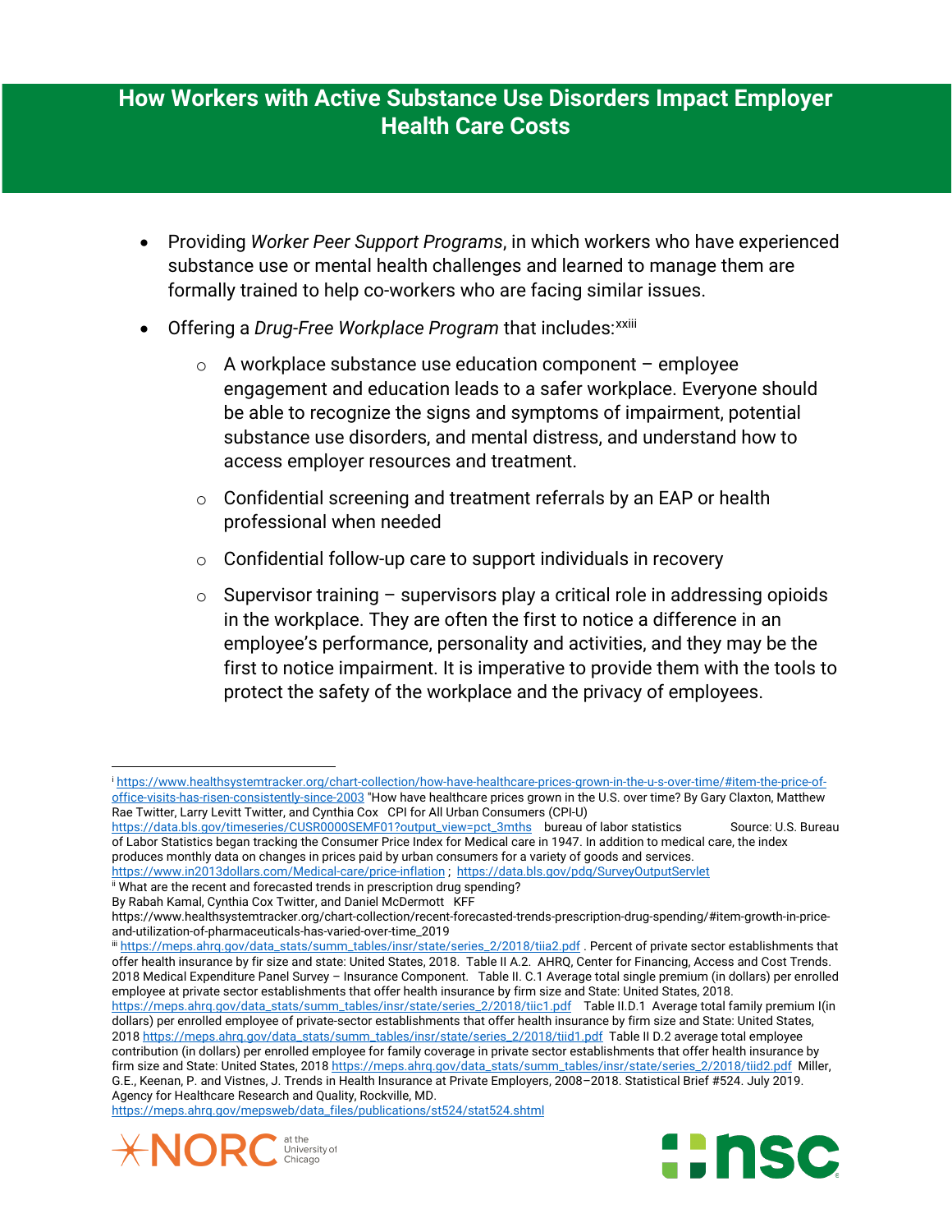# How Workers with Active Substance Use Disorders Impact Employer Health Care Costs

- Providing *Worker Peer Support Programs*, in which workers who have experienced substance use or mental health challenges and learned to manage them are formally trained to help co-workers who are facing similar issues.
- Offering a *Drug-Free Workplace Program* that includes:[xxiii]
  - A workplace substance use education component – employee engagement and education leads to a safer workplace. Everyone should be able to recognize the signs and symptoms of impairment, potential substance use disorders, and mental distress, and understand how to access employer resources and treatment.
  - Confidential screening and treatment referrals by an EAP or health professional when needed
  - Confidential follow-up care to support individuals in recovery
  - Supervisor training – supervisors play a critical role in addressing opioids in the workplace. They are often the first to notice a difference in an employee's performance, personality and activities, and they may be the first to notice impairment. It is imperative to provide them with the tools to protect the safety of the workplace and the privacy of employees.

---

[i] https://www.healthsystemtracker.org/chart-collection/how-have-healthcare-prices-grown-in-the-u-s-over-time/#item-the-price-of-office-visits-has-risen-consistently-since-2003 "How have healthcare prices grown in the U.S. over time? By Gary Claxton, Matthew Rae Twitter, Larry Levitt Twitter, and Cynthia Cox CPI for All Urban Consumers (CPI-U) https://data.bls.gov/timeseries/CUSR0000SEMF01?output_view=pct_3mths bureau of labor statistics Source: U.S. Bureau of Labor Statistics began tracking the Consumer Price Index for Medical care in 1947. In addition to medical care, the index produces monthly data on changes in prices paid by urban consumers for a variety of goods and services. https://www.in2013dollars.com/Medical-care/price-inflation ; https://data.bls.gov/pdq/SurveyOutputServlet

[ii] What are the recent and forecasted trends in prescription drug spending? By Rabah Kamal, Cynthia Cox Twitter, and Daniel McDermott KFF https://www.healthsystemtracker.org/chart-collection/recent-forecasted-trends-prescription-drug-spending/#item-growth-in-price-and-utilization-of-pharmaceuticals-has-varied-over-time_2019

[iii] https://meps.ahrq.gov/data_stats/summ_tables/insr/state/series_2/2018/tiia2.pdf . Percent of private sector establishments that offer health insurance by fir size and state: United States, 2018. Table II A.2. AHRQ, Center for Financing, Access and Cost Trends. 2018 Medical Expenditure Panel Survey – Insurance Component. Table II. C.1 Average total single premium (in dollars) per enrolled employee at private sector establishments that offer health insurance by firm size and State: United States, 2018. https://meps.ahrq.gov/data_stats/summ_tables/insr/state/series_2/2018/tiic1.pdf Table II.D.1 Average total family premium I(in dollars) per enrolled employee of private-sector establishments that offer health insurance by firm size and State: United States, 2018 https://meps.ahrq.gov/data_stats/summ_tables/insr/state/series_2/2018/tiid1.pdf Table II D.2 average total employee contribution (in dollars) per enrolled employee for family coverage in private sector establishments that offer health insurance by firm size and State: United States, 2018 https://meps.ahrq.gov/data_stats/summ_tables/insr/state/series_2/2018/tiid2.pdf Miller, G.E., Keenan, P. and Vistnes, J. Trends in Health Insurance at Private Employers, 2008–2018. Statistical Brief #524. July 2019. Agency for Healthcare Research and Quality, Rockville, MD. https://meps.ahrq.gov/mepsweb/data_files/publications/st524/stat524.shtml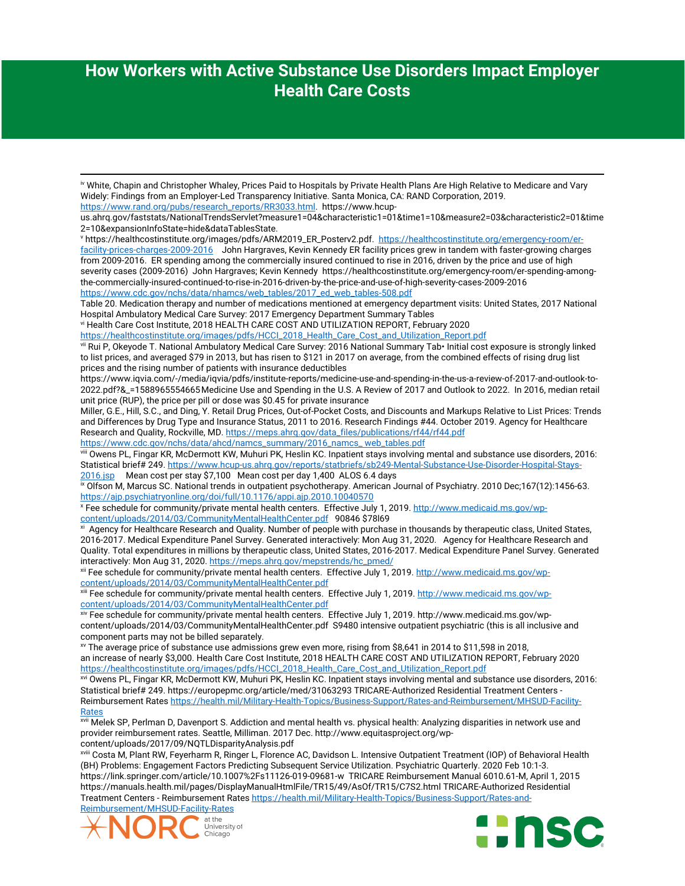# How Workers with Active Substance Use Disorders Impact Employer Health Care Costs

---

[iv] White, Chapin and Christopher Whaley, Prices Paid to Hospitals by Private Health Plans Are High Relative to Medicare and Vary Widely: Findings from an Employer-Led Transparency Initiative. Santa Monica, CA: RAND Corporation, 2019. https://www.rand.org/pubs/research_reports/RR3033.html. https://www.hcup-us.ahrq.gov/faststats/NationalTrendsServlet?measure1=04&characteristic1=01&time1=10&measure2=03&characteristic2=01&time2=10&expansionInfoState=hide&dataTablesState.

[v] https://healthcostinstitute.org/images/pdfs/ARM2019_ER_Posterv2.pdf. https://healthcostinstitute.org/emergency-room/er-facility-prices-charges-2009-2016 John Hargraves, Kevin Kennedy ER facility prices grew in tandem with faster-growing charges from 2009-2016. ER spending among the commercially insured continued to rise in 2016, driven by the price and use of high severity cases (2009-2016) John Hargraves; Kevin Kennedy https://healthcostinstitute.org/emergency-room/er-spending-among-the-commercially-insured-continued-to-rise-in-2016-driven-by-the-price-and-use-of-high-severity-cases-2009-2016 https://www.cdc.gov/nchs/data/nhamcs/web_tables/2017_ed_web_tables-508.pdf Table 20. Medication therapy and number of medications mentioned at emergency department visits: United States, 2017 National Hospital Ambulatory Medical Care Survey: 2017 Emergency Department Summary Tables

[vi] Health Care Cost Institute, 2018 HEALTH CARE COST AND UTILIZATION REPORT, February 2020 https://healthcostinstitute.org/images/pdfs/HCCI_2018_Health_Care_Cost_and_Utilization_Report.pdf

[vii] Rui P, Okeyode T. National Ambulatory Medical Care Survey: 2016 National Summary Tab• Initial cost exposure is strongly linked to list prices, and averaged $79 in 2013, but has risen to $121 in 2017 on average, from the combined effects of rising drug list prices and the rising number of patients with insurance deductibles https://www.iqvia.com/-/media/iqvia/pdfs/institute-reports/medicine-use-and-spending-in-the-us-a-review-of-2017-and-outlook-to-2022.pdf?&_=1588965554665Medicine Use and Spending in the U.S. A Review of 2017 and Outlook to 2022. In 2016, median retail unit price (RUP), the price per pill or dose was $0.45 for private insurance Miller, G.E., Hill, S.C., and Ding, Y. Retail Drug Prices, Out-of-Pocket Costs, and Discounts and Markups Relative to List Prices: Trends and Differences by Drug Type and Insurance Status, 2011 to 2016. Research Findings #44. October 2019. Agency for Healthcare Research and Quality, Rockville, MD. https://meps.ahrq.gov/data_files/publications/rf44/rf44.pdf https://www.cdc.gov/nchs/data/ahcd/namcs_summary/2016_namcs_ web_tables.pdf

[viii] Owens PL, Fingar KR, McDermott KW, Muhuri PK, Heslin KC. Inpatient stays involving mental and substance use disorders, 2016: Statistical brief# 249. https://www.hcup-us.ahrq.gov/reports/statbriefs/sb249-Mental-Substance-Use-Disorder-Hospital-Stays-2016.jsp Mean cost per stay $7,100 Mean cost per day 1,400 ALOS 6.4 days

[ix] Olfson M, Marcus SC. National trends in outpatient psychotherapy. American Journal of Psychiatry. 2010 Dec;167(12):1456-63. https://ajp.psychiatryonline.org/doi/full/10.1176/appi.ajp.2010.10040570

[x] Fee schedule for community/private mental health centers. Effective July 1, 2019. http://www.medicaid.ms.gov/wp-content/uploads/2014/03/CommunityMentalHealthCenter.pdf 90846 $78l69

[xi] Agency for Healthcare Research and Quality. Number of people with purchase in thousands by therapeutic class, United States, 2016-2017. Medical Expenditure Panel Survey. Generated interactively: Mon Aug 31, 2020. Agency for Healthcare Research and Quality. Total expenditures in millions by therapeutic class, United States, 2016-2017. Medical Expenditure Panel Survey. Generated interactively: Mon Aug 31, 2020. https://meps.ahrq.gov/mepstrends/hc_pmed/

[xii] Fee schedule for community/private mental health centers. Effective July 1, 2019. http://www.medicaid.ms.gov/wp-content/uploads/2014/03/CommunityMentalHealthCenter.pdf

[xiii] Fee schedule for community/private mental health centers. Effective July 1, 2019. http://www.medicaid.ms.gov/wp-content/uploads/2014/03/CommunityMentalHealthCenter.pdf

[xiv] Fee schedule for community/private mental health centers. Effective July 1, 2019. http://www.medicaid.ms.gov/wp-content/uploads/2014/03/CommunityMentalHealthCenter.pdf S9480 intensive outpatient psychiatric (this is all inclusive and component parts may not be billed separately.

[xv] The average price of substance use admissions grew even more, rising from $8,641 in 2014 to $11,598 in 2018, an increase of nearly $3,000. Health Care Cost Institute, 2018 HEALTH CARE COST AND UTILIZATION REPORT, February 2020 https://healthcostinstitute.org/images/pdfs/HCCI_2018_Health_Care_Cost_and_Utilization_Report.pdf

[xvi] Owens PL, Fingar KR, McDermott KW, Muhuri PK, Heslin KC. Inpatient stays involving mental and substance use disorders, 2016: Statistical brief# 249. https://europepmc.org/article/med/31063293 TRICARE-Authorized Residential Treatment Centers - Reimbursement Rates https://health.mil/Military-Health-Topics/Business-Support/Rates-and-Reimbursement/MHSUD-Facility-Rates

[xvii] Melek SP, Perlman D, Davenport S. Addiction and mental health vs. physical health: Analyzing disparities in network use and provider reimbursement rates. Seattle, Milliman. 2017 Dec. http://www.equitasproject.org/wp-content/uploads/2017/09/NQTLDisparityAnalysis.pdf

[xviii] Costa M, Plant RW, Feyerharm R, Ringer L, Florence AC, Davidson L. Intensive Outpatient Treatment (IOP) of Behavioral Health (BH) Problems: Engagement Factors Predicting Subsequent Service Utilization. Psychiatric Quarterly. 2020 Feb 10:1-3. https://link.springer.com/article/10.1007%2Fs11126-019-09681-w TRICARE Reimbursement Manual 6010.61-M, April 1, 2015 https://manuals.health.mil/pages/DisplayManualHtmlFile/TR15/49/AsOf/TR15/C7S2.html TRICARE-Authorized Residential Treatment Centers - Reimbursement Rates https://health.mil/Military-Health-Topics/Business-Support/Rates-and-Reimbursement/MHSUD-Facility-Rates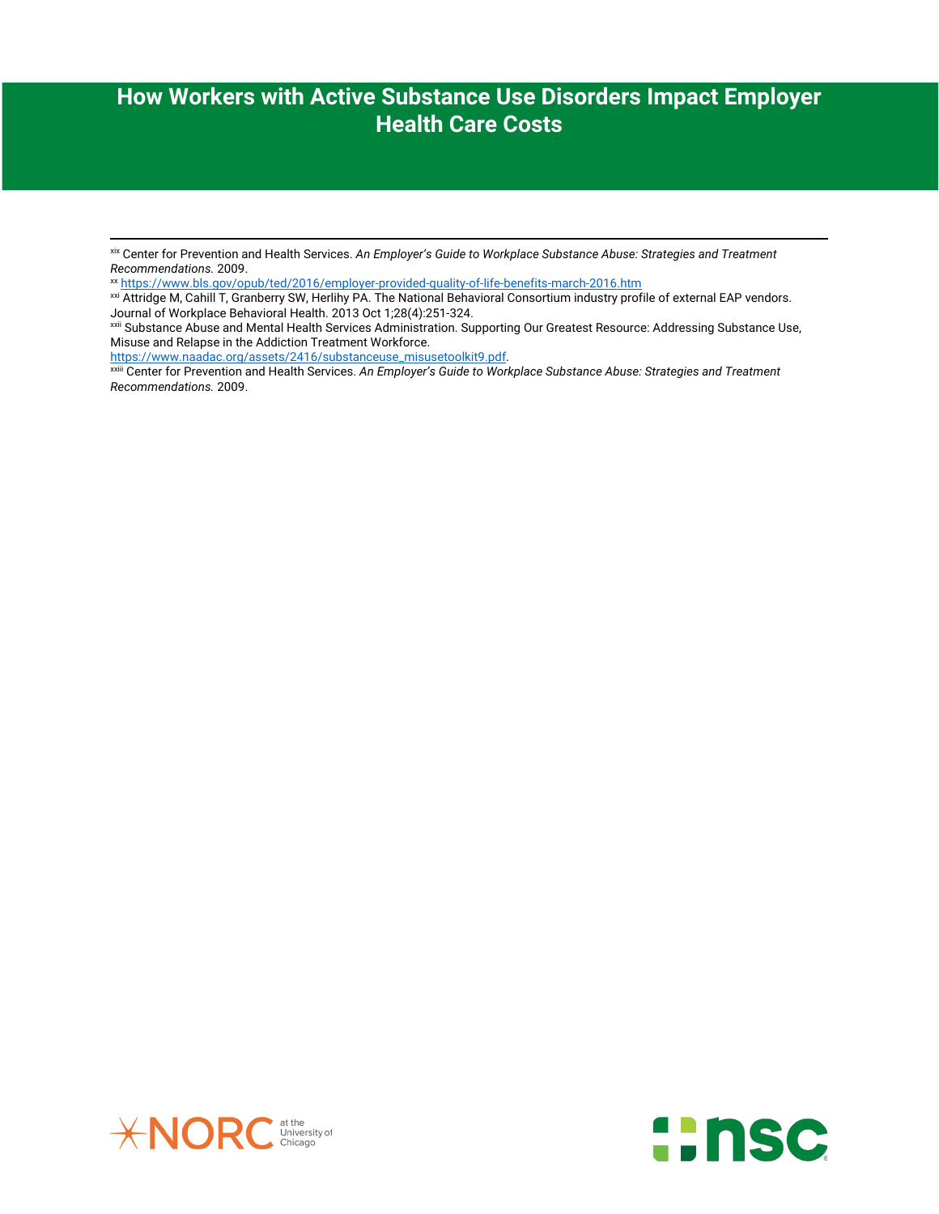[xix] Center for Prevention and Health Services. *An Employer's Guide to Workplace Substance Abuse: Strategies and Treatment Recommendations.* 2009.

[xx] https://www.bls.gov/opub/ted/2016/employer-provided-quality-of-life-benefits-march-2016.htm

[xxi] Attridge M, Cahill T, Granberry SW, Herlihy PA. The National Behavioral Consortium industry profile of external EAP vendors. Journal of Workplace Behavioral Health. 2013 Oct 1;28(4):251-324.

[xxii] Substance Abuse and Mental Health Services Administration. Supporting Our Greatest Resource: Addressing Substance Use, Misuse and Relapse in the Addiction Treatment Workforce. https://www.naadac.org/assets/2416/substanceuse_misusetoolkit9.pdf.

[xxiii] Center for Prevention and Health Services. *An Employer's Guide to Workplace Substance Abuse: Strategies and Treatment Recommendations.* 2009.